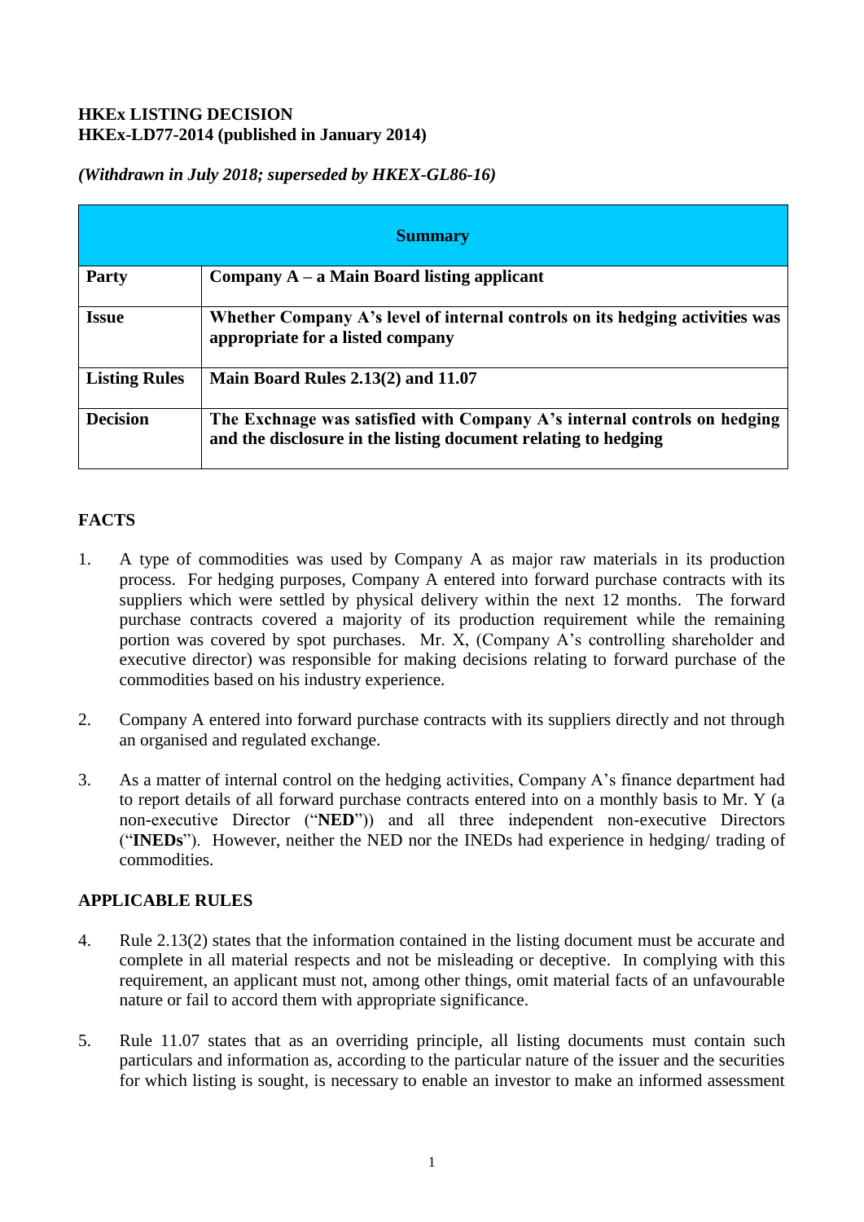**HKEx LISTING DECISION**
**HKEx-LD77-2014 (published in January 2014)**

***(Withdrawn in July 2018; superseded by HKEX-GL86-16)***

| **Summary** | |
|---|---|
| **Party** | **Company A – a Main Board listing applicant** |
| **Issue** | **Whether Company A's level of internal controls on its hedging activities was appropriate for a listed company** |
| **Listing Rules** | **Main Board Rules 2.13(2) and 11.07** |
| **Decision** | **The Exchnage was satisfied with Company A's internal controls on hedging and the disclosure in the listing document relating to hedging** |

## FACTS

1. A type of commodities was used by Company A as major raw materials in its production process. For hedging purposes, Company A entered into forward purchase contracts with its suppliers which were settled by physical delivery within the next 12 months. The forward purchase contracts covered a majority of its production requirement while the remaining portion was covered by spot purchases. Mr. X, (Company A's controlling shareholder and executive director) was responsible for making decisions relating to forward purchase of the commodities based on his industry experience.

2. Company A entered into forward purchase contracts with its suppliers directly and not through an organised and regulated exchange.

3. As a matter of internal control on the hedging activities, Company A's finance department had to report details of all forward purchase contracts entered into on a monthly basis to Mr. Y (a non-executive Director ("**NED**")) and all three independent non-executive Directors ("**INEDs**"). However, neither the NED nor the INEDs had experience in hedging/ trading of commodities.

## APPLICABLE RULES

4. Rule 2.13(2) states that the information contained in the listing document must be accurate and complete in all material respects and not be misleading or deceptive. In complying with this requirement, an applicant must not, among other things, omit material facts of an unfavourable nature or fail to accord them with appropriate significance.

5. Rule 11.07 states that as an overriding principle, all listing documents must contain such particulars and information as, according to the particular nature of the issuer and the securities for which listing is sought, is necessary to enable an investor to make an informed assessment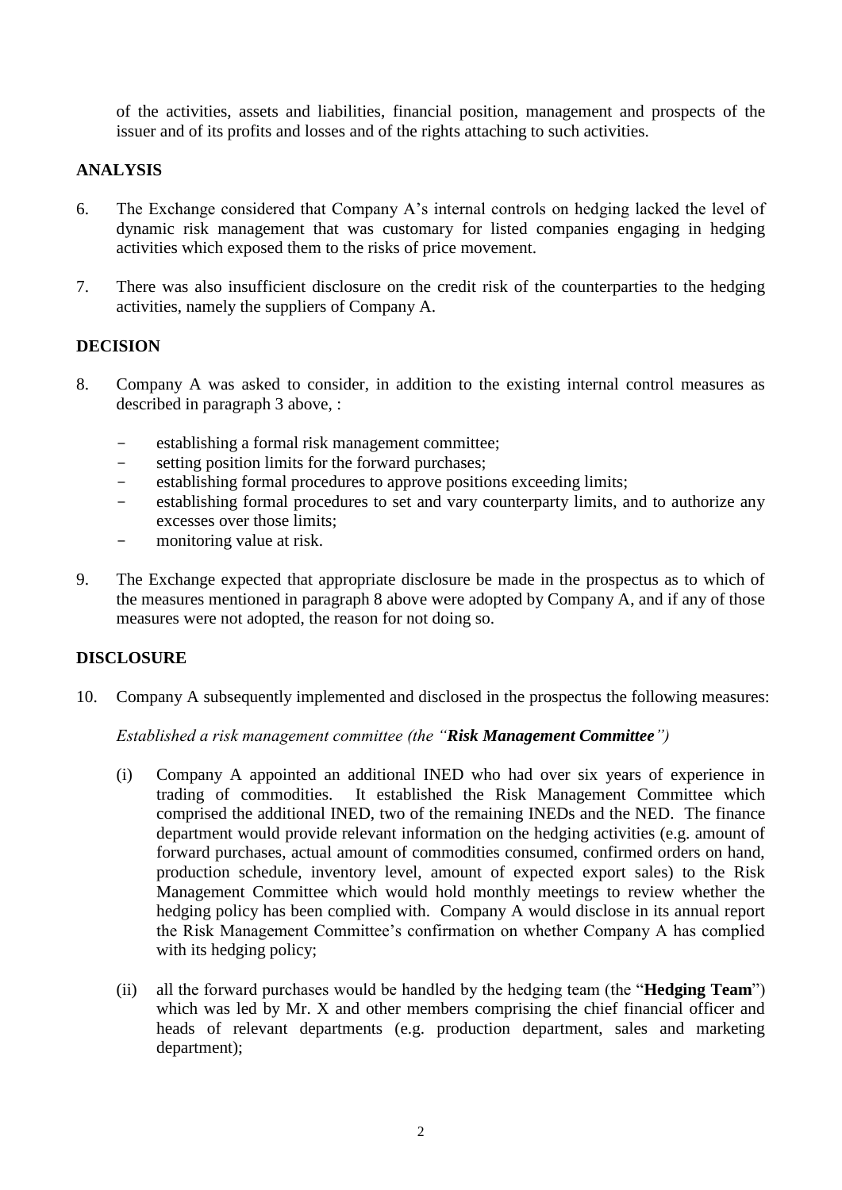of the activities, assets and liabilities, financial position, management and prospects of the issuer and of its profits and losses and of the rights attaching to such activities.

## ANALYSIS

6. The Exchange considered that Company A's internal controls on hedging lacked the level of dynamic risk management that was customary for listed companies engaging in hedging activities which exposed them to the risks of price movement.

7. There was also insufficient disclosure on the credit risk of the counterparties to the hedging activities, namely the suppliers of Company A.

## DECISION

8. Company A was asked to consider, in addition to the existing internal control measures as described in paragraph 3 above, :

   - establishing a formal risk management committee;
   - setting position limits for the forward purchases;
   - establishing formal procedures to approve positions exceeding limits;
   - establishing formal procedures to set and vary counterparty limits, and to authorize any excesses over those limits;
   - monitoring value at risk.

9. The Exchange expected that appropriate disclosure be made in the prospectus as to which of the measures mentioned in paragraph 8 above were adopted by Company A, and if any of those measures were not adopted, the reason for not doing so.

## DISCLOSURE

10. Company A subsequently implemented and disclosed in the prospectus the following measures:

    *Established a risk management committee (the "**Risk Management Committee**")*

    (i) Company A appointed an additional INED who had over six years of experience in trading of commodities. It established the Risk Management Committee which comprised the additional INED, two of the remaining INEDs and the NED. The finance department would provide relevant information on the hedging activities (e.g. amount of forward purchases, actual amount of commodities consumed, confirmed orders on hand, production schedule, inventory level, amount of expected export sales) to the Risk Management Committee which would hold monthly meetings to review whether the hedging policy has been complied with. Company A would disclose in its annual report the Risk Management Committee's confirmation on whether Company A has complied with its hedging policy;

    (ii) all the forward purchases would be handled by the hedging team (the "**Hedging Team**") which was led by Mr. X and other members comprising the chief financial officer and heads of relevant departments (e.g. production department, sales and marketing department);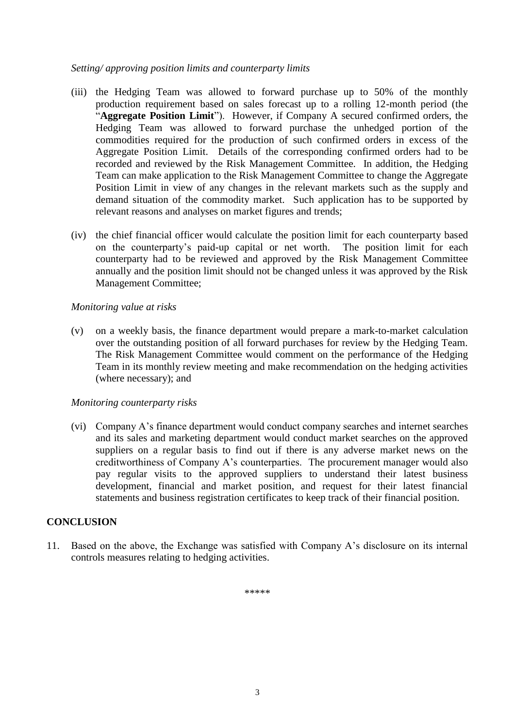*Setting/ approving position limits and counterparty limits*

(iii) the Hedging Team was allowed to forward purchase up to 50% of the monthly production requirement based on sales forecast up to a rolling 12-month period (the "**Aggregate Position Limit**"). However, if Company A secured confirmed orders, the Hedging Team was allowed to forward purchase the unhedged portion of the commodities required for the production of such confirmed orders in excess of the Aggregate Position Limit. Details of the corresponding confirmed orders had to be recorded and reviewed by the Risk Management Committee. In addition, the Hedging Team can make application to the Risk Management Committee to change the Aggregate Position Limit in view of any changes in the relevant markets such as the supply and demand situation of the commodity market. Such application has to be supported by relevant reasons and analyses on market figures and trends;

(iv) the chief financial officer would calculate the position limit for each counterparty based on the counterparty's paid-up capital or net worth. The position limit for each counterparty had to be reviewed and approved by the Risk Management Committee annually and the position limit should not be changed unless it was approved by the Risk Management Committee;

*Monitoring value at risks*

(v) on a weekly basis, the finance department would prepare a mark-to-market calculation over the outstanding position of all forward purchases for review by the Hedging Team. The Risk Management Committee would comment on the performance of the Hedging Team in its monthly review meeting and make recommendation on the hedging activities (where necessary); and

*Monitoring counterparty risks*

(vi) Company A's finance department would conduct company searches and internet searches and its sales and marketing department would conduct market searches on the approved suppliers on a regular basis to find out if there is any adverse market news on the creditworthiness of Company A's counterparties. The procurement manager would also pay regular visits to the approved suppliers to understand their latest business development, financial and market position, and request for their latest financial statements and business registration certificates to keep track of their financial position.

## CONCLUSION

11. Based on the above, the Exchange was satisfied with Company A's disclosure on its internal controls measures relating to hedging activities.

*****